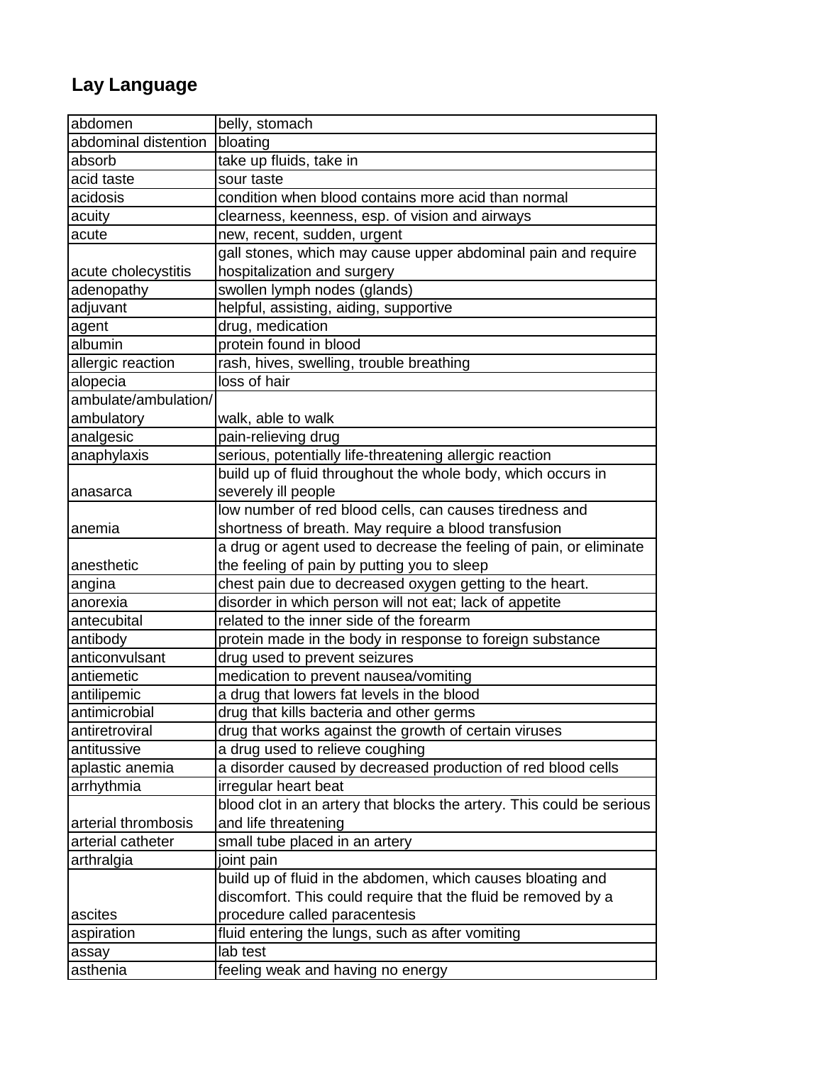# Lay Language

| | |
|---|---|
| abdomen | belly, stomach |
| abdominal distention | bloating |
| absorb | take up fluids, take in |
| acid taste | sour taste |
| acidosis | condition when blood contains more acid than normal |
| acuity | clearness, keenness, esp. of vision and airways |
| acute | new, recent, sudden, urgent |
| acute cholecystitis | gall stones, which may cause upper abdominal pain and require hospitalization and surgery |
| adenopathy | swollen lymph nodes (glands) |
| adjuvant | helpful, assisting, aiding, supportive |
| agent | drug, medication |
| albumin | protein found in blood |
| allergic reaction | rash, hives, swelling, trouble breathing |
| alopecia | loss of hair |
| ambulate/ambulation/ambulatory | walk, able to walk |
| analgesic | pain-relieving drug |
| anaphylaxis | serious, potentially life-threatening allergic reaction |
| anasarca | build up of fluid throughout the whole body, which occurs in severely ill people |
| anemia | low number of red blood cells, can causes tiredness and shortness of breath. May require a blood transfusion |
| anesthetic | a drug or agent used to decrease the feeling of pain, or eliminate the feeling of pain by putting you to sleep |
| angina | chest pain due to decreased oxygen getting to the heart. |
| anorexia | disorder in which person will not eat; lack of appetite |
| antecubital | related to the inner side of the forearm |
| antibody | protein made in the body in response to foreign substance |
| anticonvulsant | drug used to prevent seizures |
| antiemetic | medication to prevent nausea/vomiting |
| antilipemic | a drug that lowers fat levels in the blood |
| antimicrobial | drug that kills bacteria and other germs |
| antiretroviral | drug that works against the growth of certain viruses |
| antitussive | a drug used to relieve coughing |
| aplastic anemia | a disorder caused by decreased production of red blood cells |
| arrhythmia | irregular heart beat |
| arterial thrombosis | blood clot in an artery that blocks the artery. This could be serious and life threatening |
| arterial catheter | small tube placed in an artery |
| arthralgia | joint pain |
| ascites | build up of fluid in the abdomen, which causes bloating and discomfort. This could require that the fluid be removed by a procedure called paracentesis |
| aspiration | fluid entering the lungs, such as after vomiting |
| assay | lab test |
| asthenia | feeling weak and having no energy |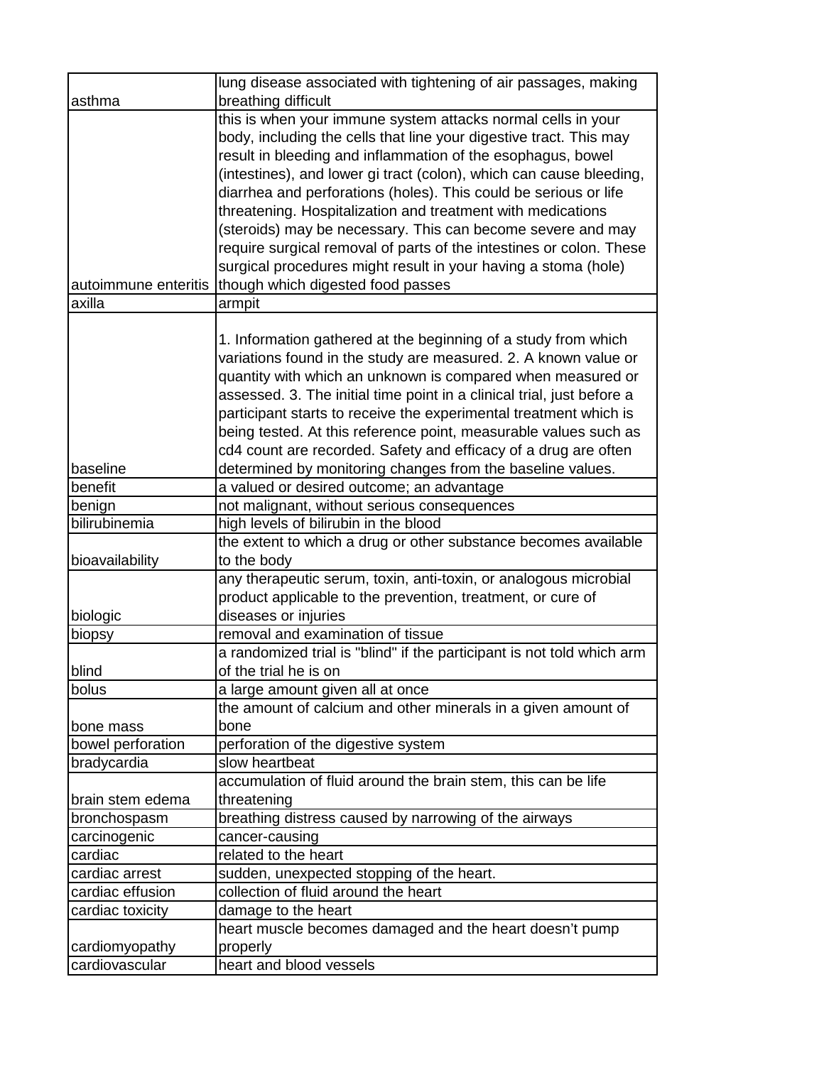| | |
|---|---|
| asthma | lung disease associated with tightening of air passages, making breathing difficult |
| autoimmune enteritis | this is when your immune system attacks normal cells in your body, including the cells that line your digestive tract. This may result in bleeding and inflammation of the esophagus, bowel (intestines), and lower gi tract (colon), which can cause bleeding, diarrhea and perforations (holes). This could be serious or life threatening. Hospitalization and treatment with medications (steroids) may be necessary. This can become severe and may require surgical removal of parts of the intestines or colon. These surgical procedures might result in your having a stoma (hole) though which digested food passes |
| axilla | armpit |
| baseline | 1. Information gathered at the beginning of a study from which variations found in the study are measured. 2. A known value or quantity with which an unknown is compared when measured or assessed. 3. The initial time point in a clinical trial, just before a participant starts to receive the experimental treatment which is being tested. At this reference point, measurable values such as cd4 count are recorded. Safety and efficacy of a drug are often determined by monitoring changes from the baseline values. |
| benefit | a valued or desired outcome; an advantage |
| benign | not malignant, without serious consequences |
| bilirubinemia | high levels of bilirubin in the blood |
| bioavailability | the extent to which a drug or other substance becomes available to the body |
| biologic | any therapeutic serum, toxin, anti-toxin, or analogous microbial product applicable to the prevention, treatment, or cure of diseases or injuries |
| biopsy | removal and examination of tissue |
| blind | a randomized trial is "blind" if the participant is not told which arm of the trial he is on |
| bolus | a large amount given all at once |
| bone mass | the amount of calcium and other minerals in a given amount of bone |
| bowel perforation | perforation of the digestive system |
| bradycardia | slow heartbeat |
| brain stem edema | accumulation of fluid around the brain stem, this can be life threatening |
| bronchospasm | breathing distress caused by narrowing of the airways |
| carcinogenic | cancer-causing |
| cardiac | related to the heart |
| cardiac arrest | sudden, unexpected stopping of the heart. |
| cardiac effusion | collection of fluid around the heart |
| cardiac toxicity | damage to the heart |
| cardiomyopathy | heart muscle becomes damaged and the heart doesn't pump properly |
| cardiovascular | heart and blood vessels |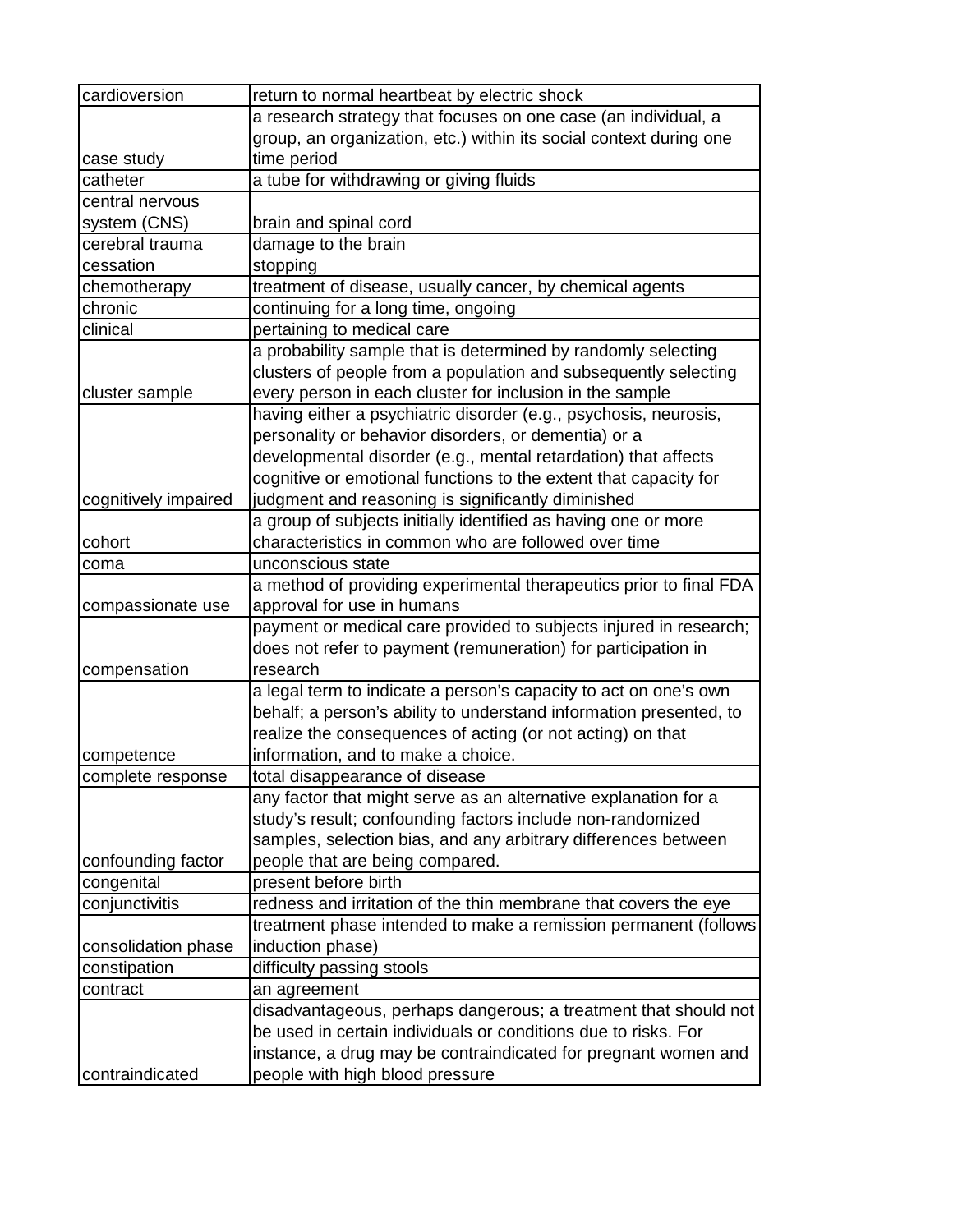| | |
|---|---|
| cardioversion | return to normal heartbeat by electric shock |
| case study | a research strategy that focuses on one case (an individual, a group, an organization, etc.) within its social context during one time period |
| catheter | a tube for withdrawing or giving fluids |
| central nervous system (CNS) | brain and spinal cord |
| cerebral trauma | damage to the brain |
| cessation | stopping |
| chemotherapy | treatment of disease, usually cancer, by chemical agents |
| chronic | continuing for a long time, ongoing |
| clinical | pertaining to medical care |
| cluster sample | a probability sample that is determined by randomly selecting clusters of people from a population and subsequently selecting every person in each cluster for inclusion in the sample |
| cognitively impaired | having either a psychiatric disorder (e.g., psychosis, neurosis, personality or behavior disorders, or dementia) or a developmental disorder (e.g., mental retardation) that affects cognitive or emotional functions to the extent that capacity for judgment and reasoning is significantly diminished |
| cohort | a group of subjects initially identified as having one or more characteristics in common who are followed over time |
| coma | unconscious state |
| compassionate use | a method of providing experimental therapeutics prior to final FDA approval for use in humans |
| compensation | payment or medical care provided to subjects injured in research; does not refer to payment (remuneration) for participation in research |
| competence | a legal term to indicate a person's capacity to act on one's own behalf; a person's ability to understand information presented, to realize the consequences of acting (or not acting) on that information, and to make a choice. |
| complete response | total disappearance of disease |
| confounding factor | any factor that might serve as an alternative explanation for a study's result; confounding factors include non-randomized samples, selection bias, and any arbitrary differences between people that are being compared. |
| congenital | present before birth |
| conjunctivitis | redness and irritation of the thin membrane that covers the eye |
| consolidation phase | treatment phase intended to make a remission permanent (follows induction phase) |
| constipation | difficulty passing stools |
| contract | an agreement |
| contraindicated | disadvantageous, perhaps dangerous; a treatment that should not be used in certain individuals or conditions due to risks. For instance, a drug may be contraindicated for pregnant women and people with high blood pressure |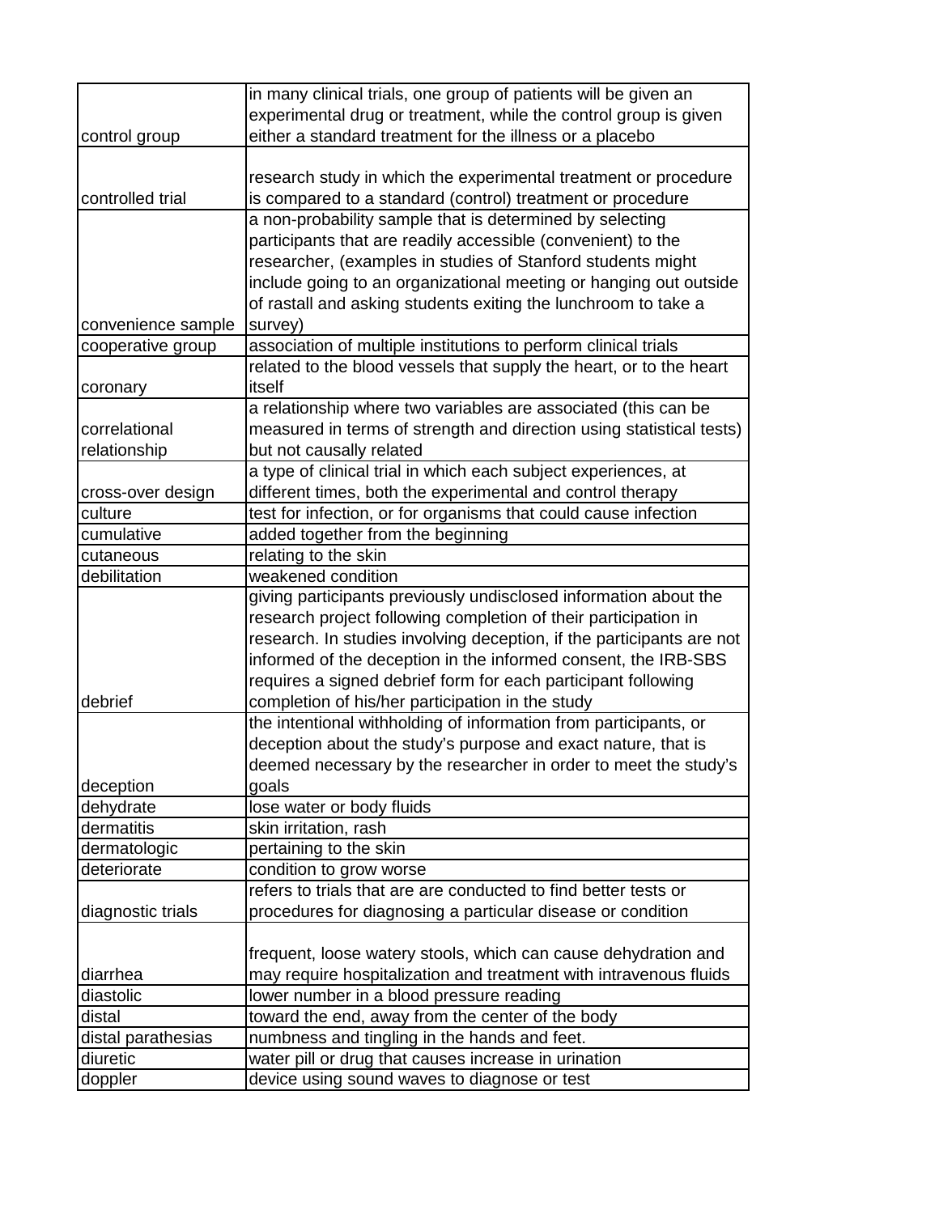| | |
|---|---|
| control group | in many clinical trials, one group of patients will be given an experimental drug or treatment, while the control group is given either a standard treatment for the illness or a placebo |
| controlled trial | research study in which the experimental treatment or procedure is compared to a standard (control) treatment or procedure |
| convenience sample | a non-probability sample that is determined by selecting participants that are readily accessible (convenient) to the researcher, (examples in studies of Stanford students might include going to an organizational meeting or hanging out outside of rastall and asking students exiting the lunchroom to take a survey) |
| cooperative group | association of multiple institutions to perform clinical trials |
| coronary | related to the blood vessels that supply the heart, or to the heart itself |
| correlational relationship | a relationship where two variables are associated (this can be measured in terms of strength and direction using statistical tests) but not causally related |
| cross-over design | a type of clinical trial in which each subject experiences, at different times, both the experimental and control therapy |
| culture | test for infection, or for organisms that could cause infection |
| cumulative | added together from the beginning |
| cutaneous | relating to the skin |
| debilitation | weakened condition |
| debrief | giving participants previously undisclosed information about the research project following completion of their participation in research. In studies involving deception, if the participants are not informed of the deception in the informed consent, the IRB-SBS requires a signed debrief form for each participant following completion of his/her participation in the study |
| deception | the intentional withholding of information from participants, or deception about the study's purpose and exact nature, that is deemed necessary by the researcher in order to meet the study's goals |
| dehydrate | lose water or body fluids |
| dermatitis | skin irritation, rash |
| dermatologic | pertaining to the skin |
| deteriorate | condition to grow worse |
| diagnostic trials | refers to trials that are are conducted to find better tests or procedures for diagnosing a particular disease or condition |
| diarrhea | frequent, loose watery stools, which can cause dehydration and may require hospitalization and treatment with intravenous fluids |
| diastolic | lower number in a blood pressure reading |
| distal | toward the end, away from the center of the body |
| distal parathesias | numbness and tingling in the hands and feet. |
| diuretic | water pill or drug that causes increase in urination |
| doppler | device using sound waves to diagnose or test |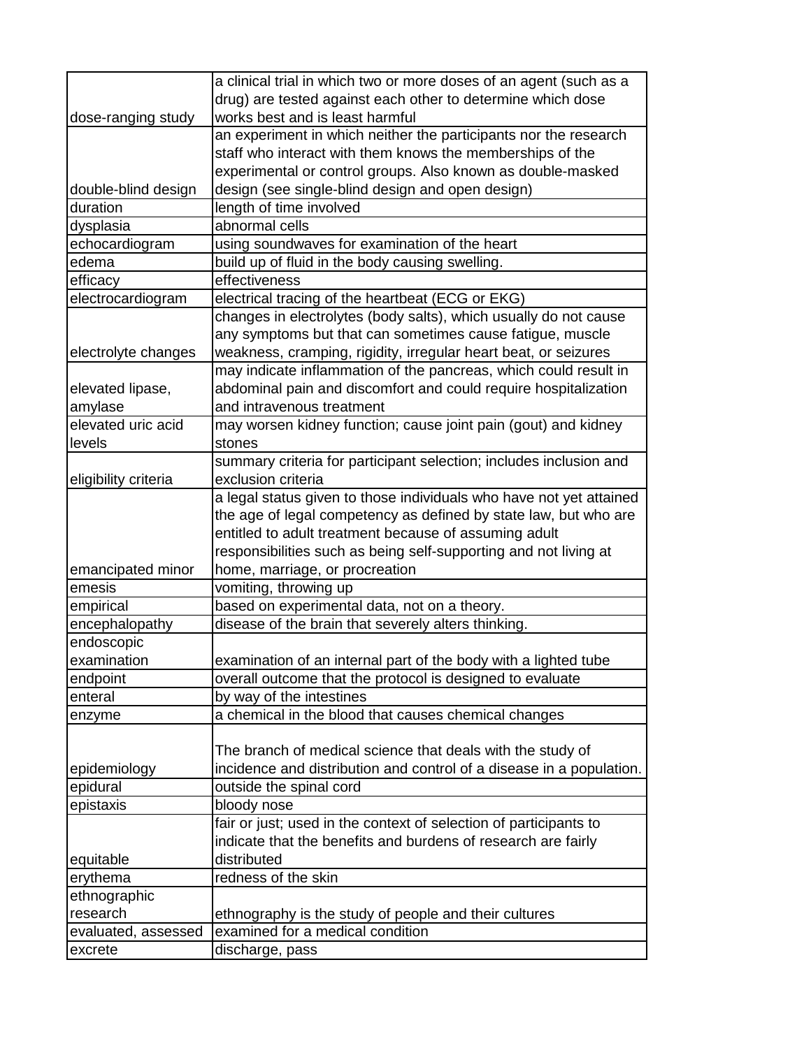| dose-ranging study | a clinical trial in which two or more doses of an agent (such as a drug) are tested against each other to determine which dose works best and is least harmful |
| --- | --- |
| double-blind design | an experiment in which neither the participants nor the research staff who interact with them knows the memberships of the experimental or control groups. Also known as double-masked design (see single-blind design and open design) |
| duration | length of time involved |
| dysplasia | abnormal cells |
| echocardiogram | using soundwaves for examination of the heart |
| edema | build up of fluid in the body causing swelling. |
| efficacy | effectiveness |
| electrocardiogram | electrical tracing of the heartbeat (ECG or EKG) |
| electrolyte changes | changes in electrolytes (body salts), which usually do not cause any symptoms but that can sometimes cause fatigue, muscle weakness, cramping, rigidity, irregular heart beat, or seizures |
| elevated lipase, amylase | may indicate inflammation of the pancreas, which could result in abdominal pain and discomfort and could require hospitalization and intravenous treatment |
| elevated uric acid levels | may worsen kidney function; cause joint pain (gout) and kidney stones |
| eligibility criteria | summary criteria for participant selection; includes inclusion and exclusion criteria |
| emancipated minor | a legal status given to those individuals who have not yet attained the age of legal competency as defined by state law, but who are entitled to adult treatment because of assuming adult responsibilities such as being self-supporting and not living at home, marriage, or procreation |
| emesis | vomiting, throwing up |
| empirical | based on experimental data, not on a theory. |
| encephalopathy | disease of the brain that severely alters thinking. |
| endoscopic examination | examination of an internal part of the body with a lighted tube |
| endpoint | overall outcome that the protocol is designed to evaluate |
| enteral | by way of the intestines |
| enzyme | a chemical in the blood that causes chemical changes |
| epidemiology | The branch of medical science that deals with the study of incidence and distribution and control of a disease in a population. |
| epidural | outside the spinal cord |
| epistaxis | bloody nose |
| equitable | fair or just; used in the context of selection of participants to indicate that the benefits and burdens of research are fairly distributed |
| erythema | redness of the skin |
| ethnographic research | ethnography is the study of people and their cultures |
| evaluated, assessed | examined for a medical condition |
| excrete | discharge, pass |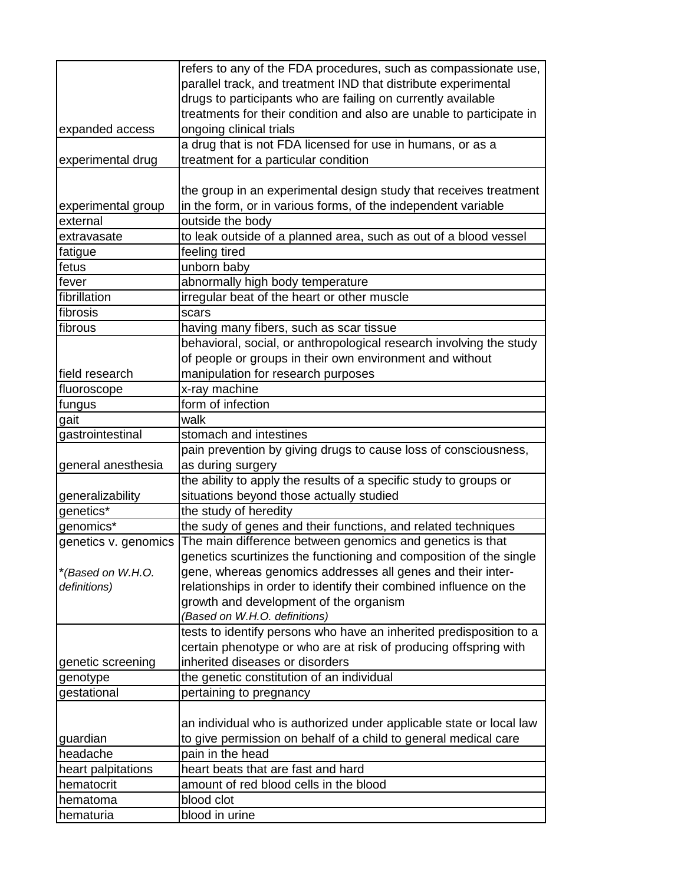| | |
|---|---|
| expanded access | refers to any of the FDA procedures, such as compassionate use, parallel track, and treatment IND that distribute experimental drugs to participants who are failing on currently available treatments for their condition and also are unable to participate in ongoing clinical trials |
| experimental drug | a drug that is not FDA licensed for use in humans, or as a treatment for a particular condition |
| experimental group | the group in an experimental design study that receives treatment in the form, or in various forms, of the independent variable |
| external | outside the body |
| extravasate | to leak outside of a planned area, such as out of a blood vessel |
| fatigue | feeling tired |
| fetus | unborn baby |
| fever | abnormally high body temperature |
| fibrillation | irregular beat of the heart or other muscle |
| fibrosis | scars |
| fibrous | having many fibers, such as scar tissue |
| field research | behavioral, social, or anthropological research involving the study of people or groups in their own environment and without manipulation for research purposes |
| fluoroscope | x-ray machine |
| fungus | form of infection |
| gait | walk |
| gastrointestinal | stomach and intestines |
| general anesthesia | pain prevention by giving drugs to cause loss of consciousness, as during surgery |
| generalizability | the ability to apply the results of a specific study to groups or situations beyond those actually studied |
| genetics* | the study of heredity |
| genomics* | the sudy of genes and their functions, and related techniques |
| genetics v. genomics<br><br>**(Based on W.H.O. definitions)* | The main difference between genomics and genetics is that genetics scurtinizes the functioning and composition of the single gene, whereas genomics addresses all genes and their inter-relationships in order to identify their combined influence on the growth and development of the organism<br>*(Based on W.H.O. definitions)* |
| genetic screening | tests to identify persons who have an inherited predisposition to a certain phenotype or who are at risk of producing offspring with inherited diseases or disorders |
| genotype | the genetic constitution of an individual |
| gestational | pertaining to pregnancy |
| guardian | an individual who is authorized under applicable state or local law to give permission on behalf of a child to general medical care |
| headache | pain in the head |
| heart palpitations | heart beats that are fast and hard |
| hematocrit | amount of red blood cells in the blood |
| hematoma | blood clot |
| hematuria | blood in urine |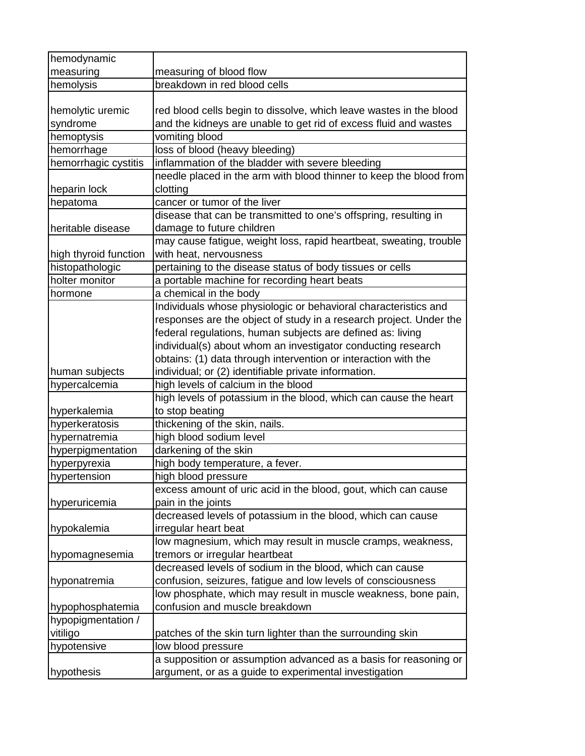| hemodynamic measuring | measuring of blood flow |
|---|---|
| hemolysis | breakdown in red blood cells |
| hemolytic uremic syndrome | red blood cells begin to dissolve, which leave wastes in the blood and the kidneys are unable to get rid of excess fluid and wastes |
| hemoptysis | vomiting blood |
| hemorrhage | loss of blood (heavy bleeding) |
| hemorrhagic cystitis | inflammation of the bladder with severe bleeding |
| heparin lock | needle placed in the arm with blood thinner to keep the blood from clotting |
| hepatoma | cancer or tumor of the liver |
| heritable disease | disease that can be transmitted to one's offspring, resulting in damage to future children |
| high thyroid function | may cause fatigue, weight loss, rapid heartbeat, sweating, trouble with heat, nervousness |
| histopathologic | pertaining to the disease status of body tissues or cells |
| holter monitor | a portable machine for recording heart beats |
| hormone | a chemical in the body |
| human subjects | Individuals whose physiologic or behavioral characteristics and responses are the object of study in a research project. Under the federal regulations, human subjects are defined as: living individual(s) about whom an investigator conducting research obtains: (1) data through intervention or interaction with the individual; or (2) identifiable private information. |
| hypercalcemia | high levels of calcium in the blood |
| hyperkalemia | high levels of potassium in the blood, which can cause the heart to stop beating |
| hyperkeratosis | thickening of the skin, nails. |
| hypernatremia | high blood sodium level |
| hyperpigmentation | darkening of the skin |
| hyperpyrexia | high body temperature, a fever. |
| hypertension | high blood pressure |
| hyperuricemia | excess amount of uric acid in the blood, gout, which can cause pain in the joints |
| hypokalemia | decreased levels of potassium in the blood, which can cause irregular heart beat |
| hypomagnesemia | low magnesium, which may result in muscle cramps, weakness, tremors or irregular heartbeat |
| hyponatremia | decreased levels of sodium in the blood, which can cause confusion, seizures, fatigue and low levels of consciousness |
| hypophosphatemia | low phosphate, which may result in muscle weakness, bone pain, confusion and muscle breakdown |
| hypopigmentation / vitiligo | patches of the skin turn lighter than the surrounding skin |
| hypotensive | low blood pressure |
| hypothesis | a supposition or assumption advanced as a basis for reasoning or argument, or as a guide to experimental investigation |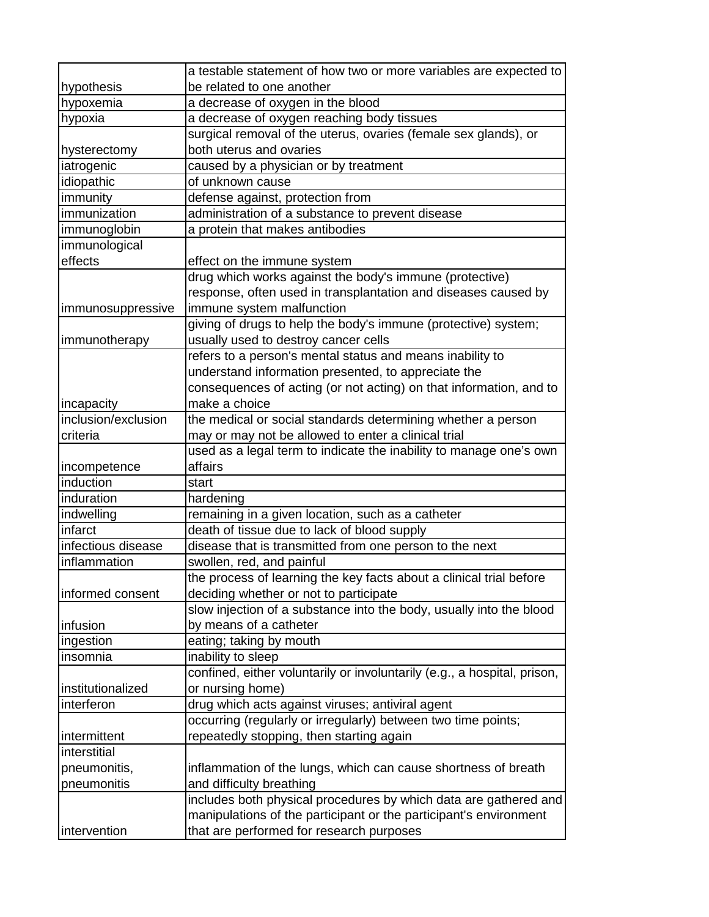| | |
|---|---|
| hypothesis | a testable statement of how two or more variables are expected to be related to one another |
| hypoxemia | a decrease of oxygen in the blood |
| hypoxia | a decrease of oxygen reaching body tissues |
| hysterectomy | surgical removal of the uterus, ovaries (female sex glands), or both uterus and ovaries |
| iatrogenic | caused by a physician or by treatment |
| idiopathic | of unknown cause |
| immunity | defense against, protection from |
| immunization | administration of a substance to prevent disease |
| immunoglobin | a protein that makes antibodies |
| immunological effects | effect on the immune system |
| immunosuppressive | drug which works against the body's immune (protective) response, often used in transplantation and diseases caused by immune system malfunction |
| immunotherapy | giving of drugs to help the body's immune (protective) system; usually used to destroy cancer cells |
| incapacity | refers to a person's mental status and means inability to understand information presented, to appreciate the consequences of acting (or not acting) on that information, and to make a choice |
| inclusion/exclusion criteria | the medical or social standards determining whether a person may or may not be allowed to enter a clinical trial |
| incompetence | used as a legal term to indicate the inability to manage one's own affairs |
| induction | start |
| induration | hardening |
| indwelling | remaining in a given location, such as a catheter |
| infarct | death of tissue due to lack of blood supply |
| infectious disease | disease that is transmitted from one person to the next |
| inflammation | swollen, red, and painful |
| informed consent | the process of learning the key facts about a clinical trial before deciding whether or not to participate |
| infusion | slow injection of a substance into the body, usually into the blood by means of a catheter |
| ingestion | eating; taking by mouth |
| insomnia | inability to sleep |
| institutionalized | confined, either voluntarily or involuntarily (e.g., a hospital, prison, or nursing home) |
| interferon | drug which acts against viruses; antiviral agent |
| intermittent | occurring (regularly or irregularly) between two time points; repeatedly stopping, then starting again |
| interstitial pneumonitis, pneumonitis | inflammation of the lungs, which can cause shortness of breath and difficulty breathing |
| intervention | includes both physical procedures by which data are gathered and manipulations of the participant or the participant's environment that are performed for research purposes |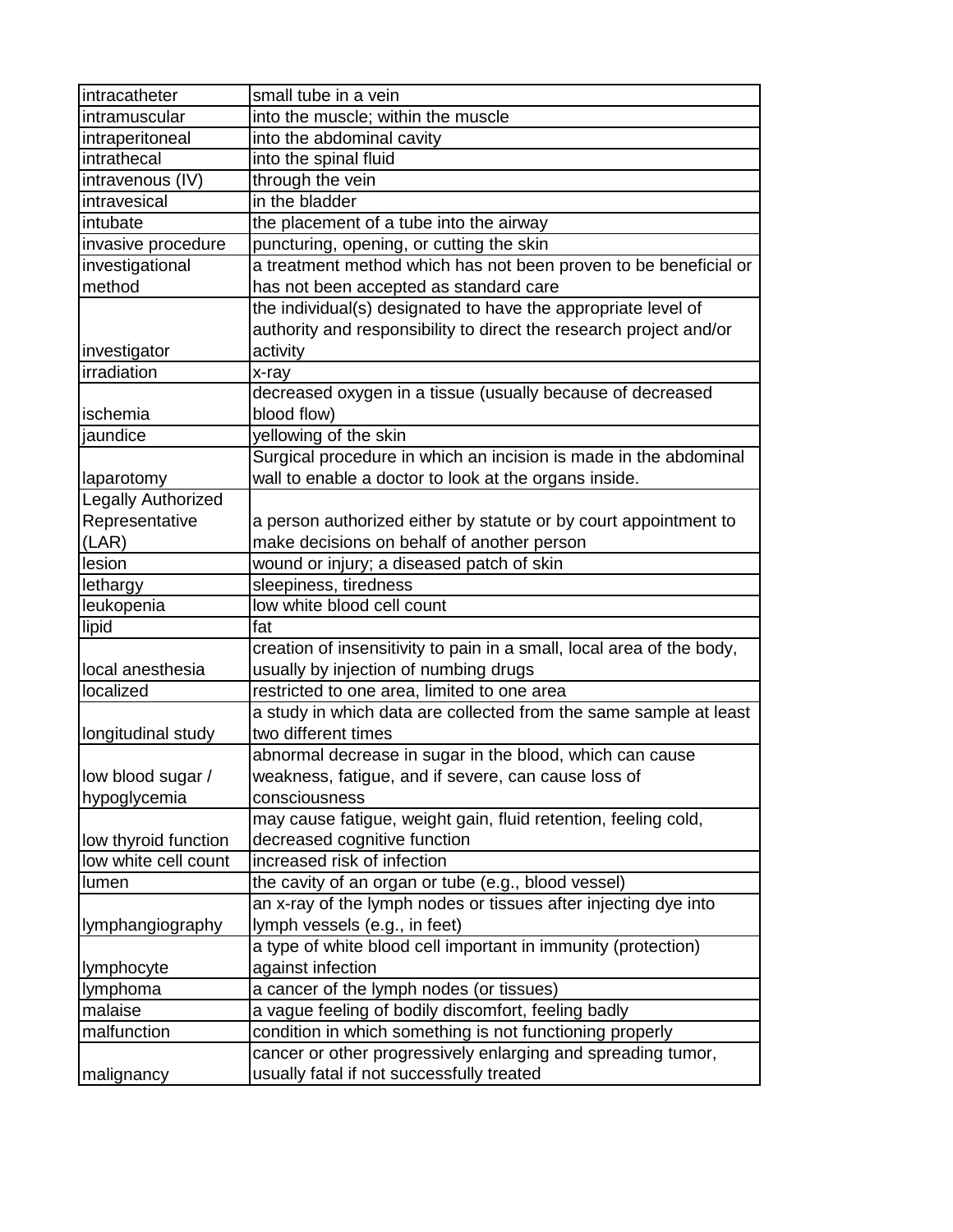| | |
|---|---|
| intracatheter | small tube in a vein |
| intramuscular | into the muscle; within the muscle |
| intraperitoneal | into the abdominal cavity |
| intrathecal | into the spinal fluid |
| intravenous (IV) | through the vein |
| intravesical | in the bladder |
| intubate | the placement of a tube into the airway |
| invasive procedure | puncturing, opening, or cutting the skin |
| investigational method | a treatment method which has not been proven to be beneficial or has not been accepted as standard care |
| investigator | the individual(s) designated to have the appropriate level of authority and responsibility to direct the research project and/or activity |
| irradiation | x-ray |
| ischemia | decreased oxygen in a tissue (usually because of decreased blood flow) |
| jaundice | yellowing of the skin |
| laparotomy | Surgical procedure in which an incision is made in the abdominal wall to enable a doctor to look at the organs inside. |
| Legally Authorized Representative (LAR) | a person authorized either by statute or by court appointment to make decisions on behalf of another person |
| lesion | wound or injury; a diseased patch of skin |
| lethargy | sleepiness, tiredness |
| leukopenia | low white blood cell count |
| lipid | fat |
| local anesthesia | creation of insensitivity to pain in a small, local area of the body, usually by injection of numbing drugs |
| localized | restricted to one area, limited to one area |
| longitudinal study | a study in which data are collected from the same sample at least two different times |
| low blood sugar / hypoglycemia | abnormal decrease in sugar in the blood, which can cause weakness, fatigue, and if severe, can cause loss of consciousness |
| low thyroid function | may cause fatigue, weight gain, fluid retention, feeling cold, decreased cognitive function |
| low white cell count | increased risk of infection |
| lumen | the cavity of an organ or tube (e.g., blood vessel) |
| lymphangiography | an x-ray of the lymph nodes or tissues after injecting dye into lymph vessels (e.g., in feet) |
| lymphocyte | a type of white blood cell important in immunity (protection) against infection |
| lymphoma | a cancer of the lymph nodes (or tissues) |
| malaise | a vague feeling of bodily discomfort, feeling badly |
| malfunction | condition in which something is not functioning properly |
| malignancy | cancer or other progressively enlarging and spreading tumor, usually fatal if not successfully treated |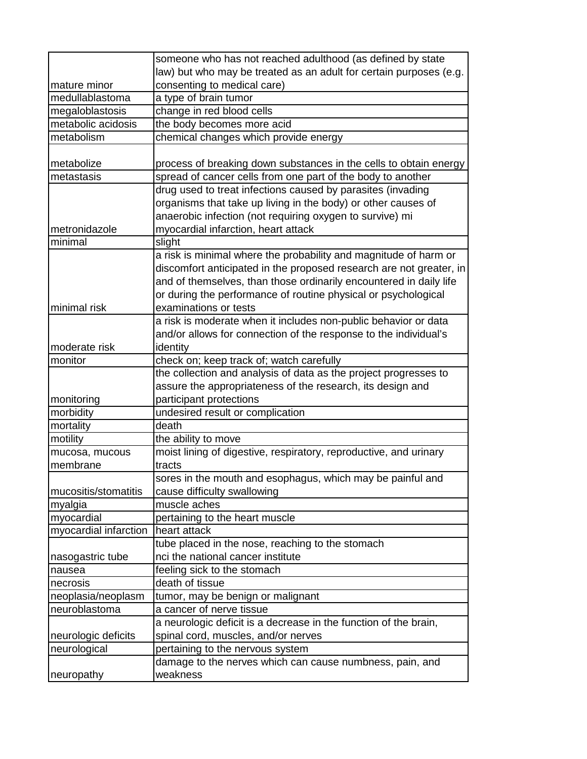| | |
|---|---|
| mature minor | someone who has not reached adulthood (as defined by state law) but who may be treated as an adult for certain purposes (e.g. consenting to medical care) |
| medullablastoma | a type of brain tumor |
| megaloblastosis | change in red blood cells |
| metabolic acidosis | the body becomes more acid |
| metabolism | chemical changes which provide energy |
| metabolize | process of breaking down substances in the cells to obtain energy |
| metastasis | spread of cancer cells from one part of the body to another |
| metronidazole | drug used to treat infections caused by parasites (invading organisms that take up living in the body) or other causes of anaerobic infection (not requiring oxygen to survive) mi myocardial infarction, heart attack |
| minimal | slight |
| minimal risk | a risk is minimal where the probability and magnitude of harm or discomfort anticipated in the proposed research are not greater, in and of themselves, than those ordinarily encountered in daily life or during the performance of routine physical or psychological examinations or tests |
| moderate risk | a risk is moderate when it includes non-public behavior or data and/or allows for connection of the response to the individual's identity |
| monitor | check on; keep track of; watch carefully |
| monitoring | the collection and analysis of data as the project progresses to assure the appropriateness of the research, its design and participant protections |
| morbidity | undesired result or complication |
| mortality | death |
| motility | the ability to move |
| mucosa, mucous membrane | moist lining of digestive, respiratory, reproductive, and urinary tracts |
| mucositis/stomatitis | sores in the mouth and esophagus, which may be painful and cause difficulty swallowing |
| myalgia | muscle aches |
| myocardial | pertaining to the heart muscle |
| myocardial infarction | heart attack |
| nasogastric tube | tube placed in the nose, reaching to the stomach nci the national cancer institute |
| nausea | feeling sick to the stomach |
| necrosis | death of tissue |
| neoplasia/neoplasm | tumor, may be benign or malignant |
| neuroblastoma | a cancer of nerve tissue |
| neurologic deficits | a neurologic deficit is a decrease in the function of the brain, spinal cord, muscles, and/or nerves |
| neurological | pertaining to the nervous system |
| neuropathy | damage to the nerves which can cause numbness, pain, and weakness |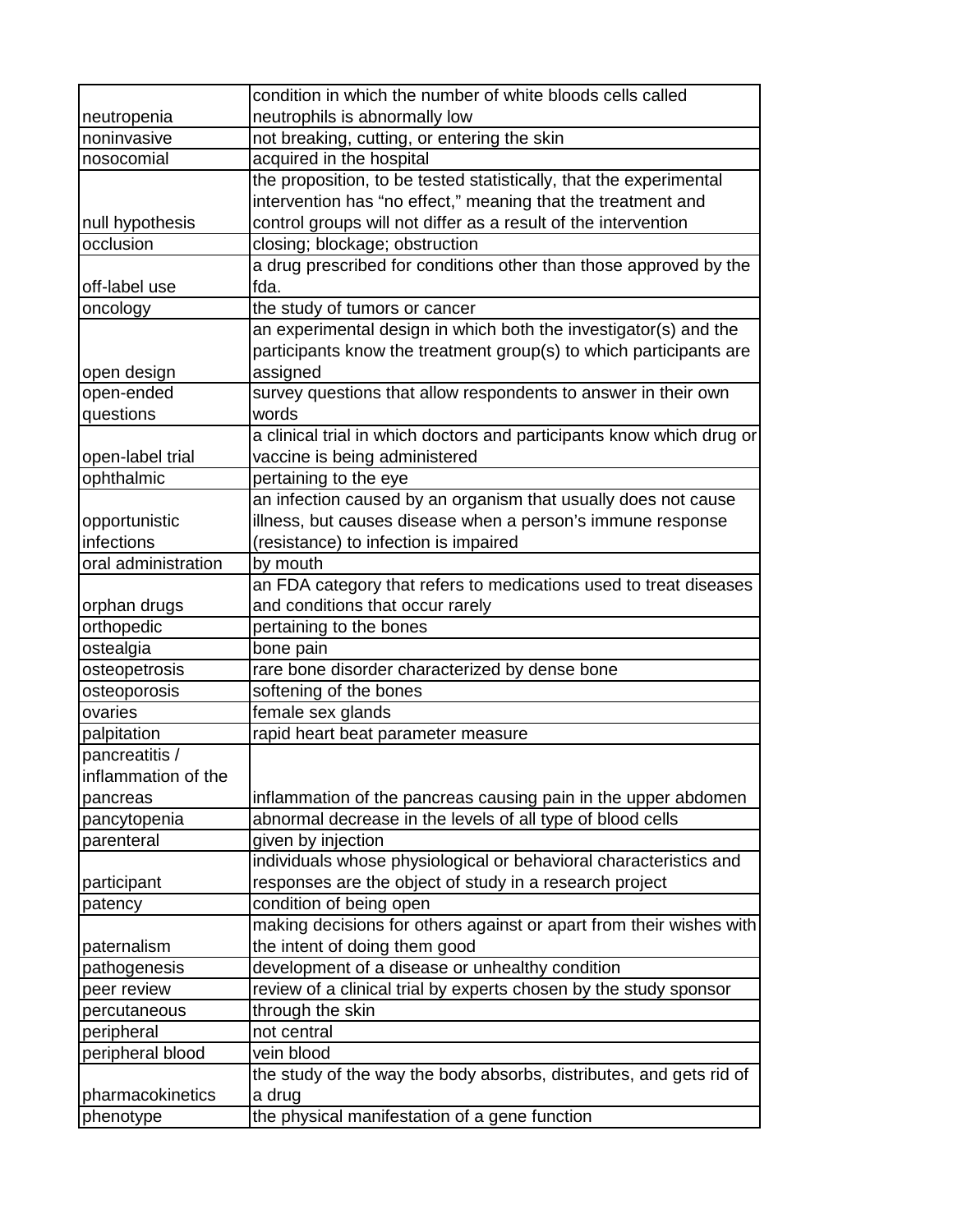| | |
|---|---|
| neutropenia | condition in which the number of white bloods cells called neutrophils is abnormally low |
| noninvasive | not breaking, cutting, or entering the skin |
| nosocomial | acquired in the hospital |
| null hypothesis | the proposition, to be tested statistically, that the experimental intervention has “no effect,” meaning that the treatment and control groups will not differ as a result of the intervention |
| occlusion | closing; blockage; obstruction |
| off-label use | a drug prescribed for conditions other than those approved by the fda. |
| oncology | the study of tumors or cancer |
| open design | an experimental design in which both the investigator(s) and the participants know the treatment group(s) to which participants are assigned |
| open-ended questions | survey questions that allow respondents to answer in their own words |
| open-label trial | a clinical trial in which doctors and participants know which drug or vaccine is being administered |
| ophthalmic | pertaining to the eye |
| opportunistic infections | an infection caused by an organism that usually does not cause illness, but causes disease when a person’s immune response (resistance) to infection is impaired |
| oral administration | by mouth |
| orphan drugs | an FDA category that refers to medications used to treat diseases and conditions that occur rarely |
| orthopedic | pertaining to the bones |
| ostealgia | bone pain |
| osteopetrosis | rare bone disorder characterized by dense bone |
| osteoporosis | softening of the bones |
| ovaries | female sex glands |
| palpitation | rapid heart beat parameter measure |
| pancreatitis / inflammation of the pancreas | inflammation of the pancreas causing pain in the upper abdomen |
| pancytopenia | abnormal decrease in the levels of all type of blood cells |
| parenteral | given by injection |
| participant | individuals whose physiological or behavioral characteristics and responses are the object of study in a research project |
| patency | condition of being open |
| paternalism | making decisions for others against or apart from their wishes with the intent of doing them good |
| pathogenesis | development of a disease or unhealthy condition |
| peer review | review of a clinical trial by experts chosen by the study sponsor |
| percutaneous | through the skin |
| peripheral | not central |
| peripheral blood | vein blood |
| pharmacokinetics | the study of the way the body absorbs, distributes, and gets rid of a drug |
| phenotype | the physical manifestation of a gene function |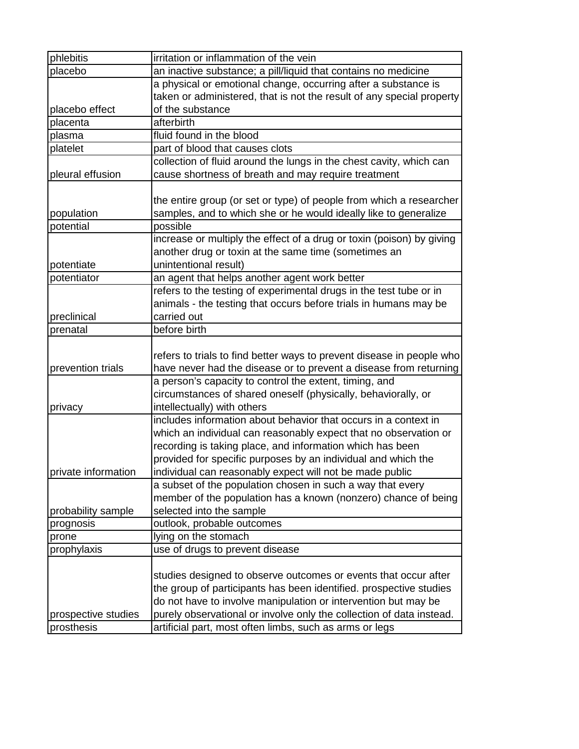| | |
|---|---|
| phlebitis | irritation or inflammation of the vein |
| placebo | an inactive substance; a pill/liquid that contains no medicine |
| placebo effect | a physical or emotional change, occurring after a substance is taken or administered, that is not the result of any special property of the substance |
| placenta | afterbirth |
| plasma | fluid found in the blood |
| platelet | part of blood that causes clots |
| pleural effusion | collection of fluid around the lungs in the chest cavity, which can cause shortness of breath and may require treatment |
| population | the entire group (or set or type) of people from which a researcher samples, and to which she or he would ideally like to generalize |
| potential | possible |
| potentiate | increase or multiply the effect of a drug or toxin (poison) by giving another drug or toxin at the same time (sometimes an unintentional result) |
| potentiator | an agent that helps another agent work better |
| preclinical | refers to the testing of experimental drugs in the test tube or in animals - the testing that occurs before trials in humans may be carried out |
| prenatal | before birth |
| prevention trials | refers to trials to find better ways to prevent disease in people who have never had the disease or to prevent a disease from returning |
| privacy | a person's capacity to control the extent, timing, and circumstances of shared oneself (physically, behaviorally, or intellectually) with others |
| private information | includes information about behavior that occurs in a context in which an individual can reasonably expect that no observation or recording is taking place, and information which has been provided for specific purposes by an individual and which the individual can reasonably expect will not be made public |
| probability sample | a subset of the population chosen in such a way that every member of the population has a known (nonzero) chance of being selected into the sample |
| prognosis | outlook, probable outcomes |
| prone | lying on the stomach |
| prophylaxis | use of drugs to prevent disease |
| prospective studies | studies designed to observe outcomes or events that occur after the group of participants has been identified. prospective studies do not have to involve manipulation or intervention but may be purely observational or involve only the collection of data instead. |
| prosthesis | artificial part, most often limbs, such as arms or legs |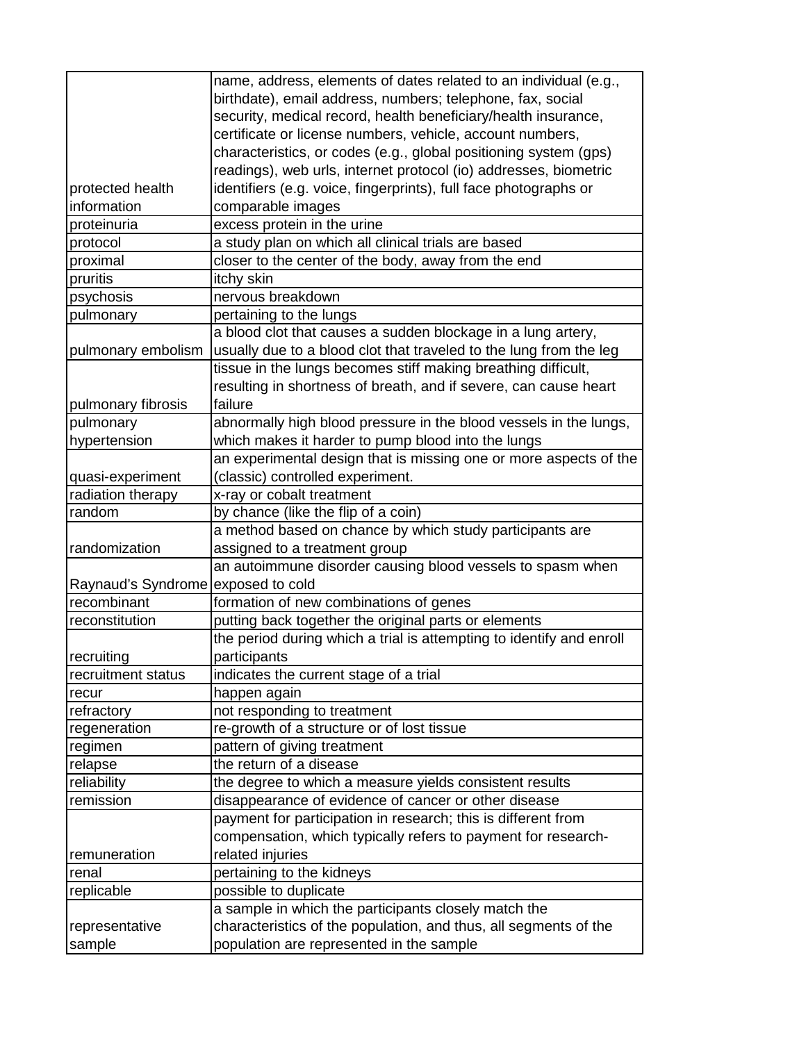| | |
|---|---|
| protected health information | name, address, elements of dates related to an individual (e.g., birthdate), email address, numbers; telephone, fax, social security, medical record, health beneficiary/health insurance, certificate or license numbers, vehicle, account numbers, characteristics, or codes (e.g., global positioning system (gps) readings), web urls, internet protocol (io) addresses, biometric identifiers (e.g. voice, fingerprints), full face photographs or comparable images |
| proteinuria | excess protein in the urine |
| protocol | a study plan on which all clinical trials are based |
| proximal | closer to the center of the body, away from the end |
| pruritis | itchy skin |
| psychosis | nervous breakdown |
| pulmonary | pertaining to the lungs |
| pulmonary embolism | a blood clot that causes a sudden blockage in a lung artery, usually due to a blood clot that traveled to the lung from the leg |
| pulmonary fibrosis | tissue in the lungs becomes stiff making breathing difficult, resulting in shortness of breath, and if severe, can cause heart failure |
| pulmonary hypertension | abnormally high blood pressure in the blood vessels in the lungs, which makes it harder to pump blood into the lungs |
| quasi-experiment | an experimental design that is missing one or more aspects of the (classic) controlled experiment. |
| radiation therapy | x-ray or cobalt treatment |
| random | by chance (like the flip of a coin) |
| randomization | a method based on chance by which study participants are assigned to a treatment group |
| Raynaud's Syndrome | an autoimmune disorder causing blood vessels to spasm when exposed to cold |
| recombinant | formation of new combinations of genes |
| reconstitution | putting back together the original parts or elements |
| recruiting | the period during which a trial is attempting to identify and enroll participants |
| recruitment status | indicates the current stage of a trial |
| recur | happen again |
| refractory | not responding to treatment |
| regeneration | re-growth of a structure or of lost tissue |
| regimen | pattern of giving treatment |
| relapse | the return of a disease |
| reliability | the degree to which a measure yields consistent results |
| remission | disappearance of evidence of cancer or other disease |
| remuneration | payment for participation in research; this is different from compensation, which typically refers to payment for research-related injuries |
| renal | pertaining to the kidneys |
| replicable | possible to duplicate |
| representative sample | a sample in which the participants closely match the characteristics of the population, and thus, all segments of the population are represented in the sample |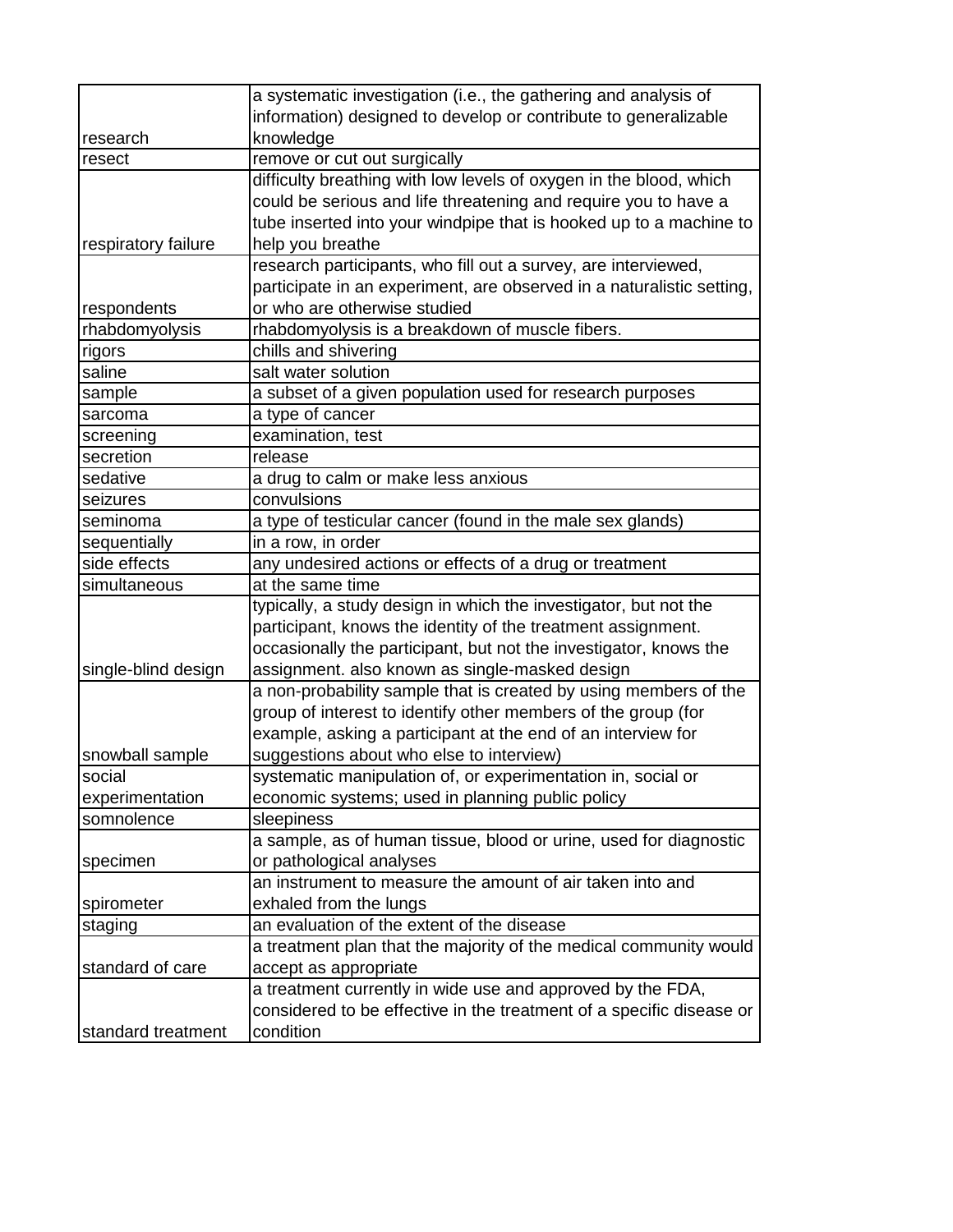| | |
|---|---|
| research | a systematic investigation (i.e., the gathering and analysis of information) designed to develop or contribute to generalizable knowledge |
| resect | remove or cut out surgically |
| respiratory failure | difficulty breathing with low levels of oxygen in the blood, which could be serious and life threatening and require you to have a tube inserted into your windpipe that is hooked up to a machine to help you breathe |
| respondents | research participants, who fill out a survey, are interviewed, participate in an experiment, are observed in a naturalistic setting, or who are otherwise studied |
| rhabdomyolysis | rhabdomyolysis is a breakdown of muscle fibers. |
| rigors | chills and shivering |
| saline | salt water solution |
| sample | a subset of a given population used for research purposes |
| sarcoma | a type of cancer |
| screening | examination, test |
| secretion | release |
| sedative | a drug to calm or make less anxious |
| seizures | convulsions |
| seminoma | a type of testicular cancer (found in the male sex glands) |
| sequentially | in a row, in order |
| side effects | any undesired actions or effects of a drug or treatment |
| simultaneous | at the same time |
| single-blind design | typically, a study design in which the investigator, but not the participant, knows the identity of the treatment assignment. occasionally the participant, but not the investigator, knows the assignment. also known as single-masked design |
| snowball sample | a non-probability sample that is created by using members of the group of interest to identify other members of the group (for example, asking a participant at the end of an interview for suggestions about who else to interview) |
| social experimentation | systematic manipulation of, or experimentation in, social or economic systems; used in planning public policy |
| somnolence | sleepiness |
| specimen | a sample, as of human tissue, blood or urine, used for diagnostic or pathological analyses |
| spirometer | an instrument to measure the amount of air taken into and exhaled from the lungs |
| staging | an evaluation of the extent of the disease |
| standard of care | a treatment plan that the majority of the medical community would accept as appropriate |
| standard treatment | a treatment currently in wide use and approved by the FDA, considered to be effective in the treatment of a specific disease or condition |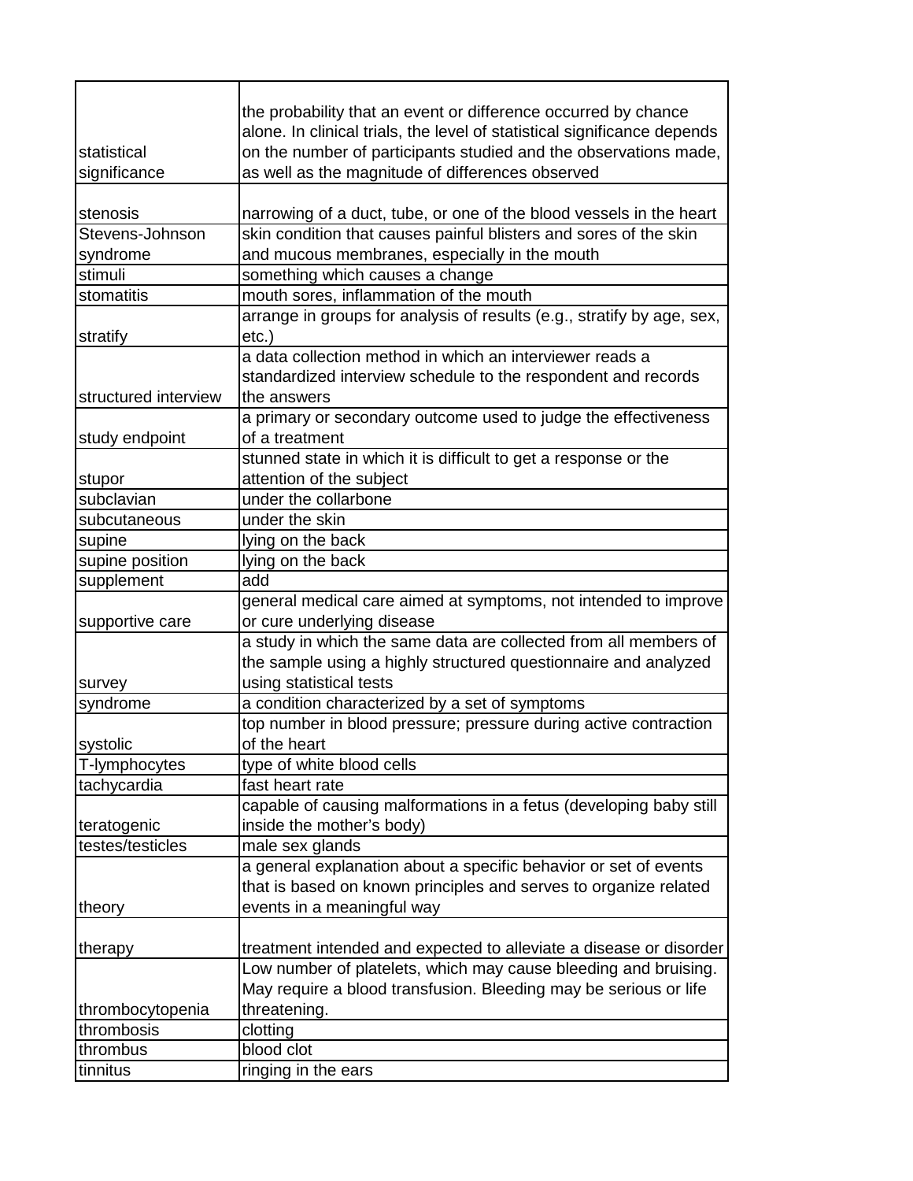| | |
|---|---|
| statistical significance | the probability that an event or difference occurred by chance alone. In clinical trials, the level of statistical significance depends on the number of participants studied and the observations made, as well as the magnitude of differences observed |
| stenosis | narrowing of a duct, tube, or one of the blood vessels in the heart |
| Stevens-Johnson syndrome | skin condition that causes painful blisters and sores of the skin and mucous membranes, especially in the mouth |
| stimuli | something which causes a change |
| stomatitis | mouth sores, inflammation of the mouth |
| stratify | arrange in groups for analysis of results (e.g., stratify by age, sex, etc.) |
| structured interview | a data collection method in which an interviewer reads a standardized interview schedule to the respondent and records the answers |
| study endpoint | a primary or secondary outcome used to judge the effectiveness of a treatment |
| stupor | stunned state in which it is difficult to get a response or the attention of the subject |
| subclavian | under the collarbone |
| subcutaneous | under the skin |
| supine | lying on the back |
| supine position | lying on the back |
| supplement | add |
| supportive care | general medical care aimed at symptoms, not intended to improve or cure underlying disease |
| survey | a study in which the same data are collected from all members of the sample using a highly structured questionnaire and analyzed using statistical tests |
| syndrome | a condition characterized by a set of symptoms |
| systolic | top number in blood pressure; pressure during active contraction of the heart |
| T-lymphocytes | type of white blood cells |
| tachycardia | fast heart rate |
| teratogenic | capable of causing malformations in a fetus (developing baby still inside the mother's body) |
| testes/testicles | male sex glands |
| theory | a general explanation about a specific behavior or set of events that is based on known principles and serves to organize related events in a meaningful way |
| therapy | treatment intended and expected to alleviate a disease or disorder |
| thrombocytopenia | Low number of platelets, which may cause bleeding and bruising. May require a blood transfusion. Bleeding may be serious or life threatening. |
| thrombosis | clotting |
| thrombus | blood clot |
| tinnitus | ringing in the ears |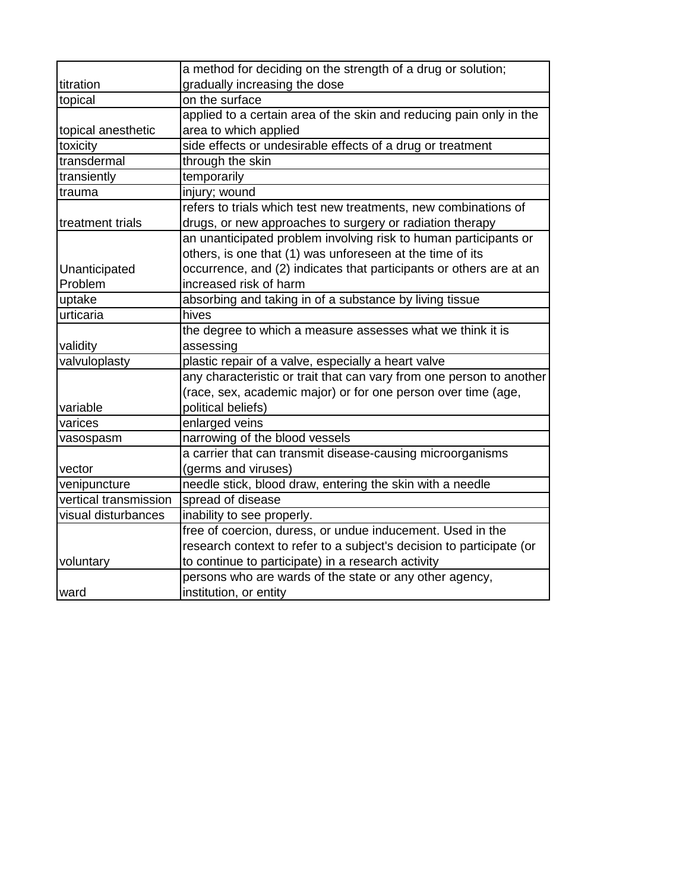| | |
|---|---|
| titration | a method for deciding on the strength of a drug or solution; gradually increasing the dose |
| topical | on the surface |
| topical anesthetic | applied to a certain area of the skin and reducing pain only in the area to which applied |
| toxicity | side effects or undesirable effects of a drug or treatment |
| transdermal | through the skin |
| transiently | temporarily |
| trauma | injury; wound |
| treatment trials | refers to trials which test new treatments, new combinations of drugs, or new approaches to surgery or radiation therapy |
| Unanticipated Problem | an unanticipated problem involving risk to human participants or others, is one that (1) was unforeseen at the time of its occurrence, and (2) indicates that participants or others are at an increased risk of harm |
| uptake | absorbing and taking in of a substance by living tissue |
| urticaria | hives |
| validity | the degree to which a measure assesses what we think it is assessing |
| valvuloplasty | plastic repair of a valve, especially a heart valve |
| variable | any characteristic or trait that can vary from one person to another (race, sex, academic major) or for one person over time (age, political beliefs) |
| varices | enlarged veins |
| vasospasm | narrowing of the blood vessels |
| vector | a carrier that can transmit disease-causing microorganisms (germs and viruses) |
| venipuncture | needle stick, blood draw, entering the skin with a needle |
| vertical transmission | spread of disease |
| visual disturbances | inability to see properly. |
| voluntary | free of coercion, duress, or undue inducement. Used in the research context to refer to a subject's decision to participate (or to continue to participate) in a research activity |
| ward | persons who are wards of the state or any other agency, institution, or entity |